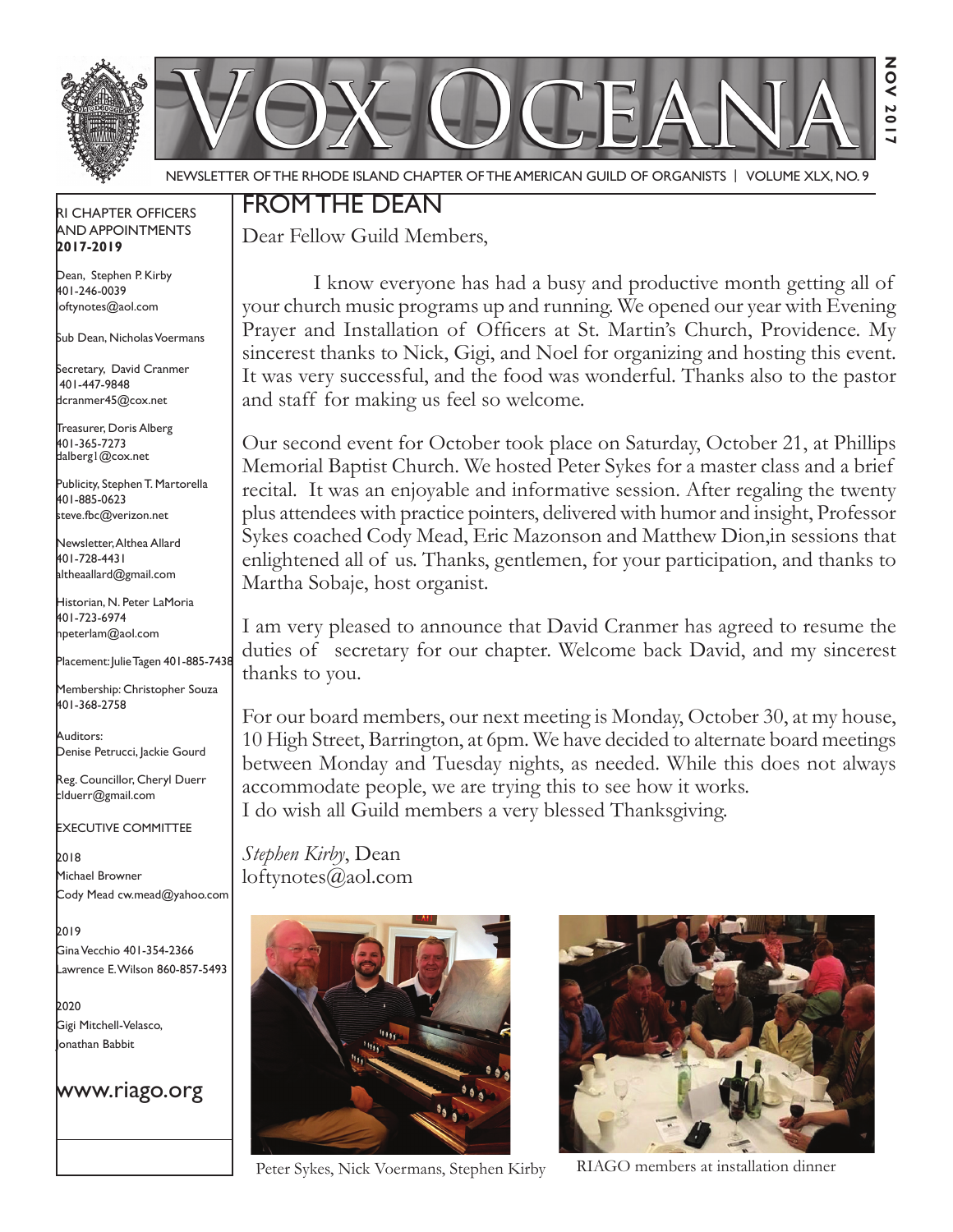# VOX OCEANA

NOV 2017

NEWSLETTER OF THE RHODE ISLAND CHAPTER OF THE AMERICAN GUILD OF ORGANISTS | VOLUME XLX, NO. 9

## FROM THE DEAN

Dear Fellow Guild Members,

I know everyone has had a busy and productive month getting all of your church music programs up and running. We opened our year with Evening Prayer and Installation of Officers at St. Martin's Church, Providence. My sincerest thanks to Nick, Gigi, and Noel for organizing and hosting this event. It was very successful, and the food was wonderful. Thanks also to the pastor and staff for making us feel so welcome.

Our second event for October took place on Saturday, October 21, at Phillips Memorial Baptist Church. We hosted Peter Sykes for a master class and a brief recital. It was an enjoyable and informative session. After regaling the twenty plus attendees with practice pointers, delivered with humor and insight, Professor Sykes coached Cody Mead, Eric Mazonson and Matthew Dion,in sessions that enlightened all of us. Thanks, gentlemen, for your participation, and thanks to Martha Sobaje, host organist.

I am very pleased to announce that David Cranmer has agreed to resume the duties of secretary for our chapter. Welcome back David, and my sincerest thanks to you.

For our board members, our next meeting is Monday, October 30, at my house, 10 High Street, Barrington, at 6pm. We have decided to alternate board meetings between Monday and Tuesday nights, as needed. While this does not always accommodate people, we are trying this to see how it works.
I do wish all Guild members a very blessed Thanksgiving.

*Stephen Kirby*, Dean
loftynotes@aol.com

Peter Sykes, Nick Voermans, Stephen Kirby

RIAGO members at installation dinner

---

RI CHAPTER OFFICERS AND APPOINTMENTS
**2017-2019**

Dean, Stephen P. Kirby
401-246-0039
loftynotes@aol.com

Sub Dean, Nicholas Voermans

Secretary, David Cranmer
401-447-9848
dcranmer45@cox.net

Treasurer, Doris Alberg
401-365-7273
dalberg1@cox.net

Publicity, Stephen T. Martorella
401-885-0623
steve.fbc@verizon.net

Newsletter, Althea Allard
401-728-4431
altheaallard@gmail.com

Historian, N. Peter LaMoria
401-723-6974
npeterlam@aol.com

Placement: Julie Tagen 401-885-7438

Membership: Christopher Souza
401-368-2758

Auditors:
Denise Petrucci, Jackie Gourd

Reg. Councillor, Cheryl Duerr
clduerr@gmail.com

EXECUTIVE COMMITTEE

2018
Michael Browner
Cody Mead cw.mead@yahoo.com

2019
Gina Vecchio 401-354-2366
Lawrence E. Wilson 860-857-5493

2020
Gigi Mitchell-Velasco,
Jonathan Babbit

www.riago.org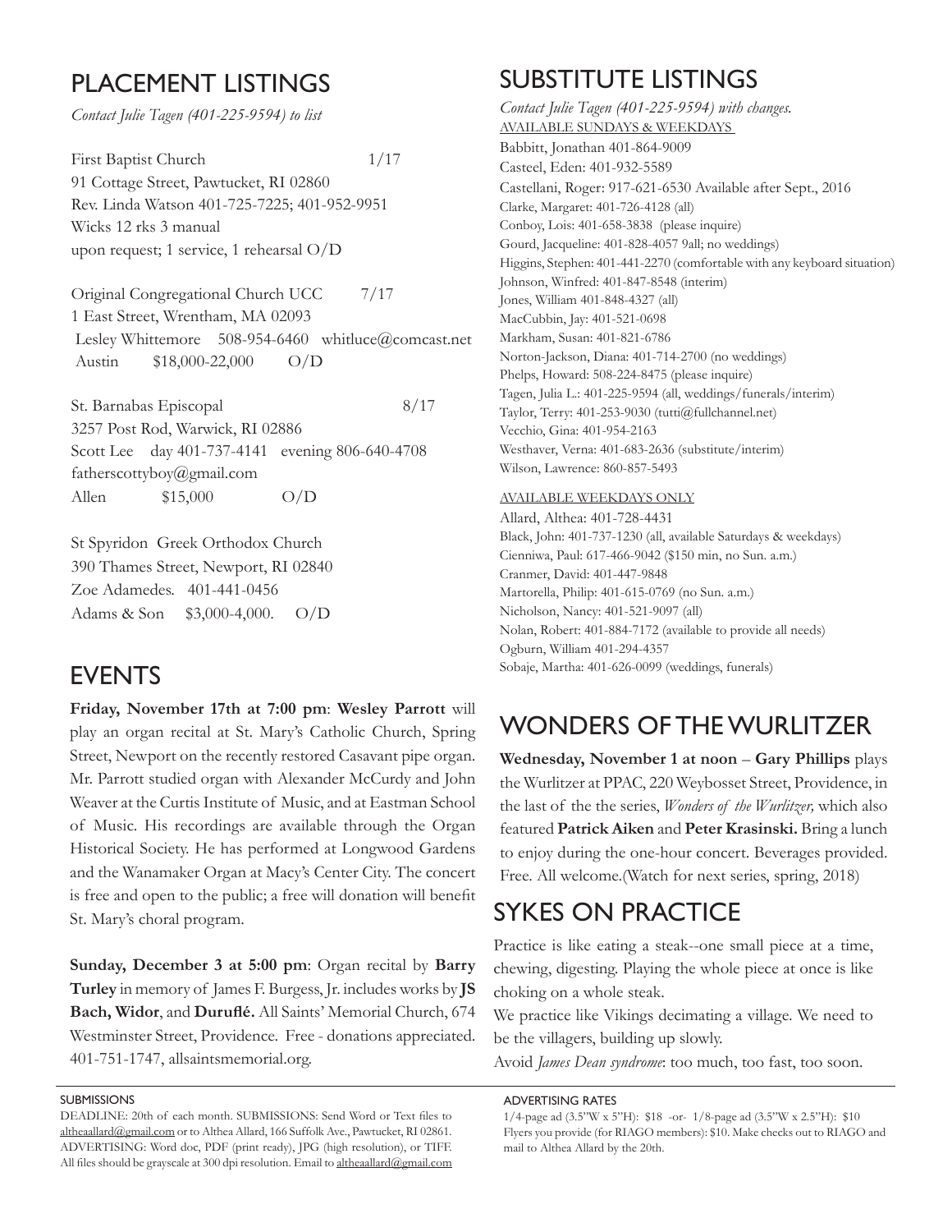## PLACEMENT LISTINGS

*Contact Julie Tagen (401-225-9594) to list*

First Baptist Church 1/17
91 Cottage Street, Pawtucket, RI 02860
Rev. Linda Watson 401-725-7225; 401-952-9951
Wicks 12 rks 3 manual
upon request; 1 service, 1 rehearsal O/D

Original Congregational Church UCC 7/17
1 East Street, Wrentham, MA 02093
Lesley Whittemore 508-954-6460 whitluce@comcast.net
Austin $18,000-22,000 O/D

St. Barnabas Episcopal 8/17
3257 Post Rod, Warwick, RI 02886
Scott Lee day 401-737-4141 evening 806-640-4708
fatherscottyboy@gmail.com
Allen $15,000 O/D

St Spyridon Greek Orthodox Church
390 Thames Street, Newport, RI 02840
Zoe Adamedes. 401-441-0456
Adams & Son $3,000-4,000. O/D

## EVENTS

**Friday, November 17th at 7:00 pm**: **Wesley Parrott** will play an organ recital at St. Mary's Catholic Church, Spring Street, Newport on the recently restored Casavant pipe organ. Mr. Parrott studied organ with Alexander McCurdy and John Weaver at the Curtis Institute of Music, and at Eastman School of Music. His recordings are available through the Organ Historical Society. He has performed at Longwood Gardens and the Wanamaker Organ at Macy's Center City. The concert is free and open to the public; a free will donation will benefit St. Mary's choral program.

**Sunday, December 3 at 5:00 pm**: Organ recital by **Barry Turley** in memory of James F. Burgess, Jr. includes works by **JS Bach, Widor**, and **Duruflé.** All Saints' Memorial Church, 674 Westminster Street, Providence. Free - donations appreciated. 401-751-1747, allsaintsmemorial.org.

## SUBSTITUTE LISTINGS

*Contact Julie Tagen (401-225-9594) with changes.*

AVAILABLE SUNDAYS & WEEKDAYS

Babbitt, Jonathan 401-864-9009
Casteel, Eden: 401-932-5589
Castellani, Roger: 917-621-6530 Available after Sept., 2016
Clarke, Margaret: 401-726-4128 (all)
Conboy, Lois: 401-658-3838 (please inquire)
Gourd, Jacqueline: 401-828-4057 9all; no weddings)
Higgins, Stephen: 401-441-2270 (comfortable with any keyboard situation)
Johnson, Winfred: 401-847-8548 (interim)
Jones, William 401-848-4327 (all)
MacCubbin, Jay: 401-521-0698
Markham, Susan: 401-821-6786
Norton-Jackson, Diana: 401-714-2700 (no weddings)
Phelps, Howard: 508-224-8475 (please inquire)
Tagen, Julia L.: 401-225-9594 (all, weddings/funerals/interim)
Taylor, Terry: 401-253-9030 (tutti@fullchannel.net)
Vecchio, Gina: 401-954-2163
Westhaver, Verna: 401-683-2636 (substitute/interim)
Wilson, Lawrence: 860-857-5493

AVAILABLE WEEKDAYS ONLY

Allard, Althea: 401-728-4431
Black, John: 401-737-1230 (all, available Saturdays & weekdays)
Cienniwa, Paul: 617-466-9042 ($150 min, no Sun. a.m.)
Cranmer, David: 401-447-9848
Martorella, Philip: 401-615-0769 (no Sun. a.m.)
Nicholson, Nancy: 401-521-9097 (all)
Nolan, Robert: 401-884-7172 (available to provide all needs)
Ogburn, William 401-294-4357
Sobaje, Martha: 401-626-0099 (weddings, funerals)

## WONDERS OF THE WURLITZER

**Wednesday, November 1 at noon** – **Gary Phillips** plays the Wurlitzer at PPAC, 220 Weybosset Street, Providence, in the last of the the series, *Wonders of the Wurlitzer,* which also featured **Patrick Aiken** and **Peter Krasinski.** Bring a lunch to enjoy during the one-hour concert. Beverages provided. Free. All welcome.(Watch for next series, spring, 2018)

## SYKES ON PRACTICE

Practice is like eating a steak--one small piece at a time, chewing, digesting. Playing the whole piece at once is like choking on a whole steak.

We practice like Vikings decimating a village. We need to be the villagers, building up slowly.

Avoid *James Dean syndrome*: too much, too fast, too soon.

### SUBMISSIONS

DEADLINE: 20th of each month. SUBMISSIONS: Send Word or Text files to altheaallard@gmail.com or to Althea Allard, 166 Suffolk Ave., Pawtucket, RI 02861. ADVERTISING: Word doc, PDF (print ready), JPG (high resolution), or TIFF. All files should be grayscale at 300 dpi resolution. Email to altheaallard@gmail.com

### ADVERTISING RATES

1/4-page ad (3.5"W x 5"H): $18 -or- 1/8-page ad (3.5"W x 2.5"H): $10
Flyers you provide (for RIAGO members): $10. Make checks out to RIAGO and mail to Althea Allard by the 20th.